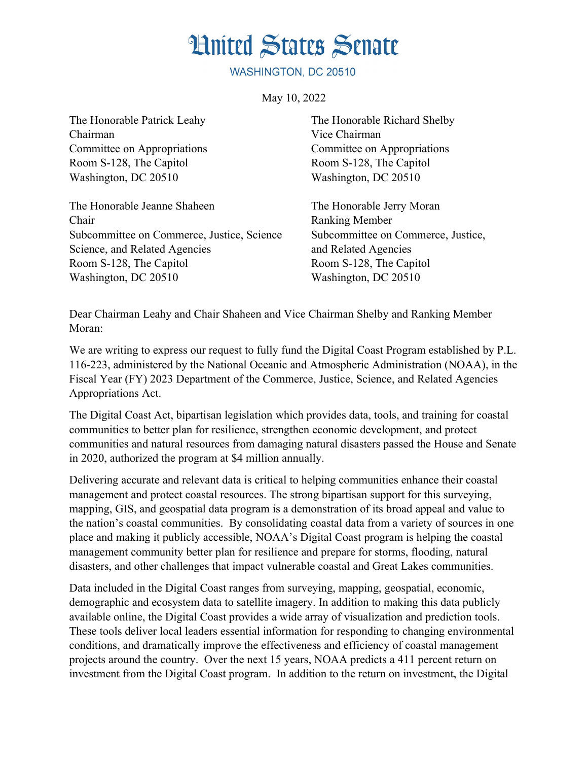# United States Senate

WASHINGTON, DC 20510

May 10, 2022

The Honorable Patrick Leahy
Chairman
Committee on Appropriations
Room S-128, The Capitol
Washington, DC 20510

The Honorable Richard Shelby
Vice Chairman
Committee on Appropriations
Room S-128, The Capitol
Washington, DC 20510

The Honorable Jeanne Shaheen
Chair
Subcommittee on Commerce, Justice, Science
Science, and Related Agencies
Room S-128, The Capitol
Washington, DC 20510

The Honorable Jerry Moran
Ranking Member
Subcommittee on Commerce, Justice,
and Related Agencies
Room S-128, The Capitol
Washington, DC 20510

Dear Chairman Leahy and Chair Shaheen and Vice Chairman Shelby and Ranking Member Moran:

We are writing to express our request to fully fund the Digital Coast Program established by P.L. 116-223, administered by the National Oceanic and Atmospheric Administration (NOAA), in the Fiscal Year (FY) 2023 Department of the Commerce, Justice, Science, and Related Agencies Appropriations Act.

The Digital Coast Act, bipartisan legislation which provides data, tools, and training for coastal communities to better plan for resilience, strengthen economic development, and protect communities and natural resources from damaging natural disasters passed the House and Senate in 2020, authorized the program at $4 million annually.

Delivering accurate and relevant data is critical to helping communities enhance their coastal management and protect coastal resources. The strong bipartisan support for this surveying, mapping, GIS, and geospatial data program is a demonstration of its broad appeal and value to the nation's coastal communities. By consolidating coastal data from a variety of sources in one place and making it publicly accessible, NOAA's Digital Coast program is helping the coastal management community better plan for resilience and prepare for storms, flooding, natural disasters, and other challenges that impact vulnerable coastal and Great Lakes communities.

Data included in the Digital Coast ranges from surveying, mapping, geospatial, economic, demographic and ecosystem data to satellite imagery. In addition to making this data publicly available online, the Digital Coast provides a wide array of visualization and prediction tools. These tools deliver local leaders essential information for responding to changing environmental conditions, and dramatically improve the effectiveness and efficiency of coastal management projects around the country. Over the next 15 years, NOAA predicts a 411 percent return on investment from the Digital Coast program. In addition to the return on investment, the Digital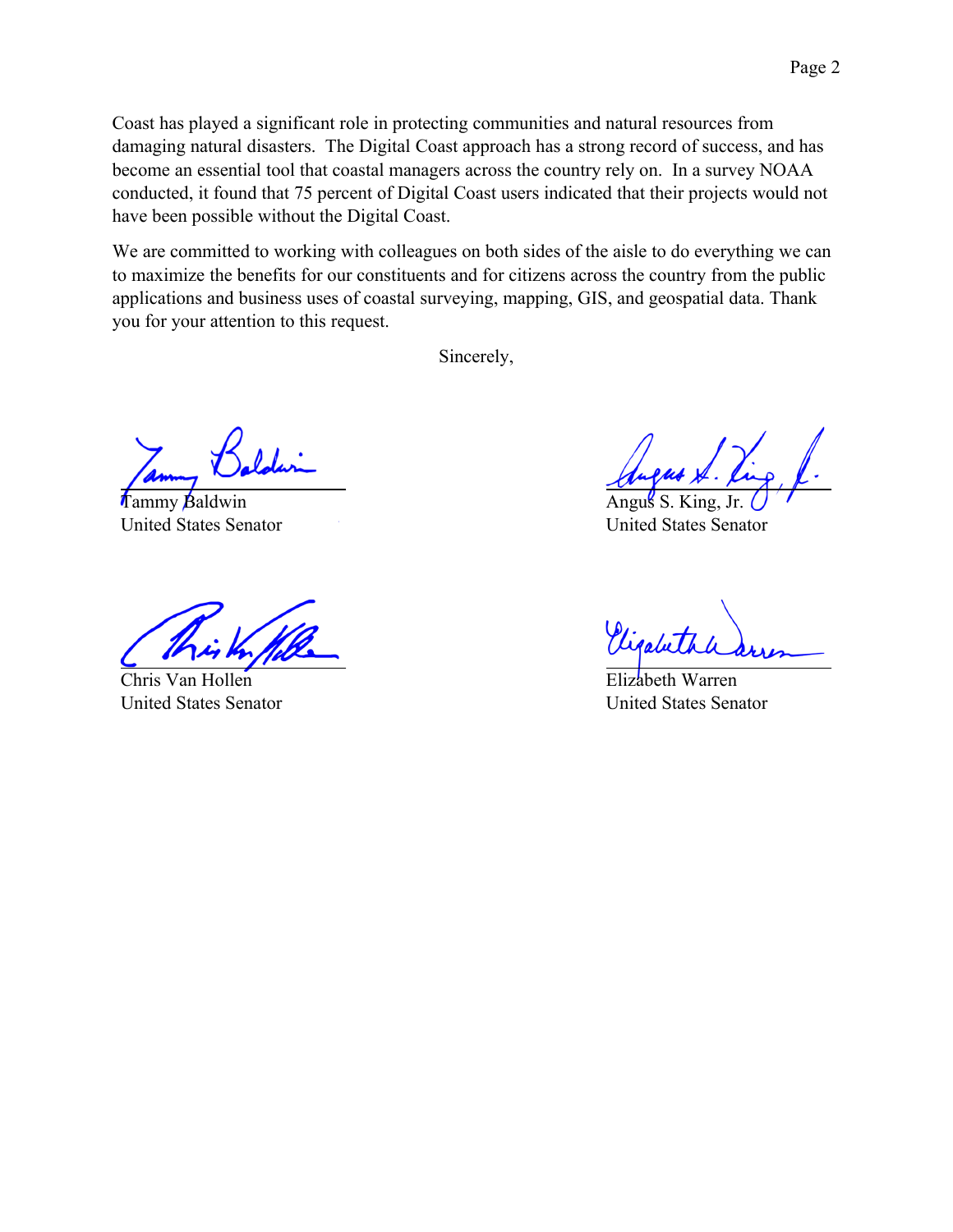Coast has played a significant role in protecting communities and natural resources from damaging natural disasters. The Digital Coast approach has a strong record of success, and has become an essential tool that coastal managers across the country rely on. In a survey NOAA conducted, it found that 75 percent of Digital Coast users indicated that their projects would not have been possible without the Digital Coast.

We are committed to working with colleagues on both sides of the aisle to do everything we can to maximize the benefits for our constituents and for citizens across the country from the public applications and business uses of coastal surveying, mapping, GIS, and geospatial data. Thank you for your attention to this request.

Sincerely,

Tammy Baldwin
United States Senator

Angus S. King, Jr.
United States Senator

Chris Van Hollen
United States Senator

Elizabeth Warren
United States Senator